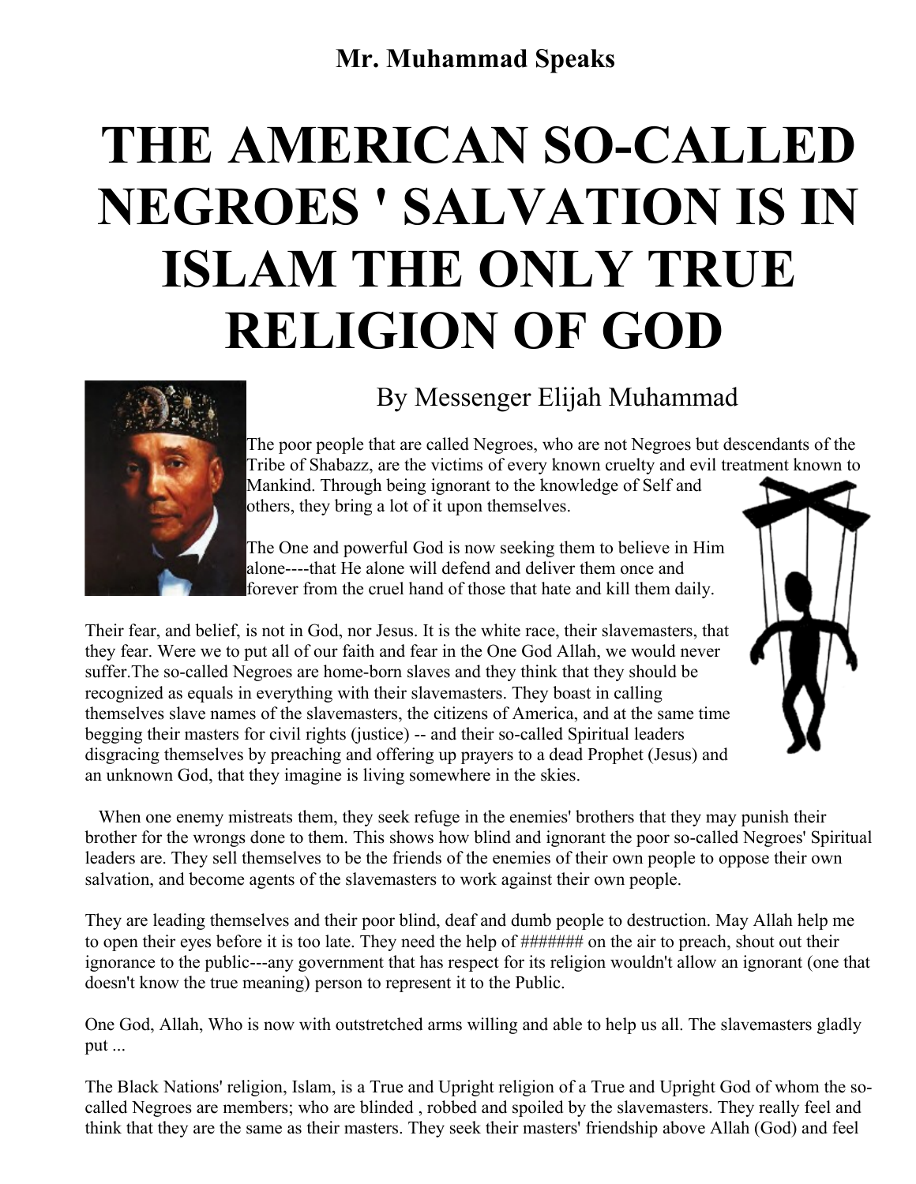**Mr. Muhammad Speaks**

# THE AMERICAN SO-CALLED NEGROES ' SALVATION IS IN ISLAM THE ONLY TRUE RELIGION OF GOD

By Messenger Elijah Muhammad

The poor people that are called Negroes, who are not Negroes but descendants of the Tribe of Shabazz, are the victims of every known cruelty and evil treatment known to Mankind. Through being ignorant to the knowledge of Self and others, they bring a lot of it upon themselves.

The One and powerful God is now seeking them to believe in Him alone----that He alone will defend and deliver them once and forever from the cruel hand of those that hate and kill them daily.

Their fear, and belief, is not in God, nor Jesus. It is the white race, their slavemasters, that they fear. Were we to put all of our faith and fear in the One God Allah, we would never suffer.The so-called Negroes are home-born slaves and they think that they should be recognized as equals in everything with their slavemasters. They boast in calling themselves slave names of the slavemasters, the citizens of America, and at the same time begging their masters for civil rights (justice) -- and their so-called Spiritual leaders disgracing themselves by preaching and offering up prayers to a dead Prophet (Jesus) and an unknown God, that they imagine is living somewhere in the skies.

When one enemy mistreats them, they seek refuge in the enemies' brothers that they may punish their brother for the wrongs done to them. This shows how blind and ignorant the poor so-called Negroes' Spiritual leaders are. They sell themselves to be the friends of the enemies of their own people to oppose their own salvation, and become agents of the slavemasters to work against their own people.

They are leading themselves and their poor blind, deaf and dumb people to destruction. May Allah help me to open their eyes before it is too late. They need the help of ####### on the air to preach, shout out their ignorance to the public---any government that has respect for its religion wouldn't allow an ignorant (one that doesn't know the true meaning) person to represent it to the Public.

One God, Allah, Who is now with outstretched arms willing and able to help us all. The slavemasters gladly put ...

The Black Nations' religion, Islam, is a True and Upright religion of a True and Upright God of whom the so-called Negroes are members; who are blinded , robbed and spoiled by the slavemasters. They really feel and think that they are the same as their masters. They seek their masters' friendship above Allah (God) and feel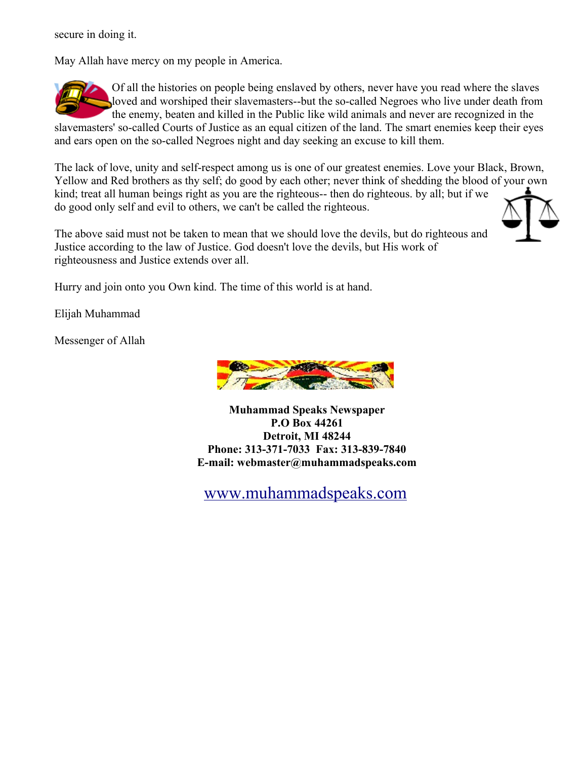secure in doing it.

May Allah have mercy on my people in America.

Of all the histories on people being enslaved by others, never have you read where the slaves loved and worshiped their slavemasters--but the so-called Negroes who live under death from the enemy, beaten and killed in the Public like wild animals and never are recognized in the slavemasters' so-called Courts of Justice as an equal citizen of the land. The smart enemies keep their eyes and ears open on the so-called Negroes night and day seeking an excuse to kill them.

The lack of love, unity and self-respect among us is one of our greatest enemies. Love your Black, Brown, Yellow and Red brothers as thy self; do good by each other; never think of shedding the blood of your own kind; treat all human beings right as you are the righteous-- then do righteous. by all; but if we do good only self and evil to others, we can't be called the righteous.

The above said must not be taken to mean that we should love the devils, but do righteous and Justice according to the law of Justice. God doesn't love the devils, but His work of righteousness and Justice extends over all.

Hurry and join onto you Own kind. The time of this world is at hand.

Elijah Muhammad

Messenger of Allah

**Muhammad Speaks Newspaper**
**P.O Box 44261**
**Detroit, MI 48244**
**Phone: 313-371-7033 Fax: 313-839-7840**
**E-mail: webmaster@muhammadspeaks.com**

www.muhammadspeaks.com